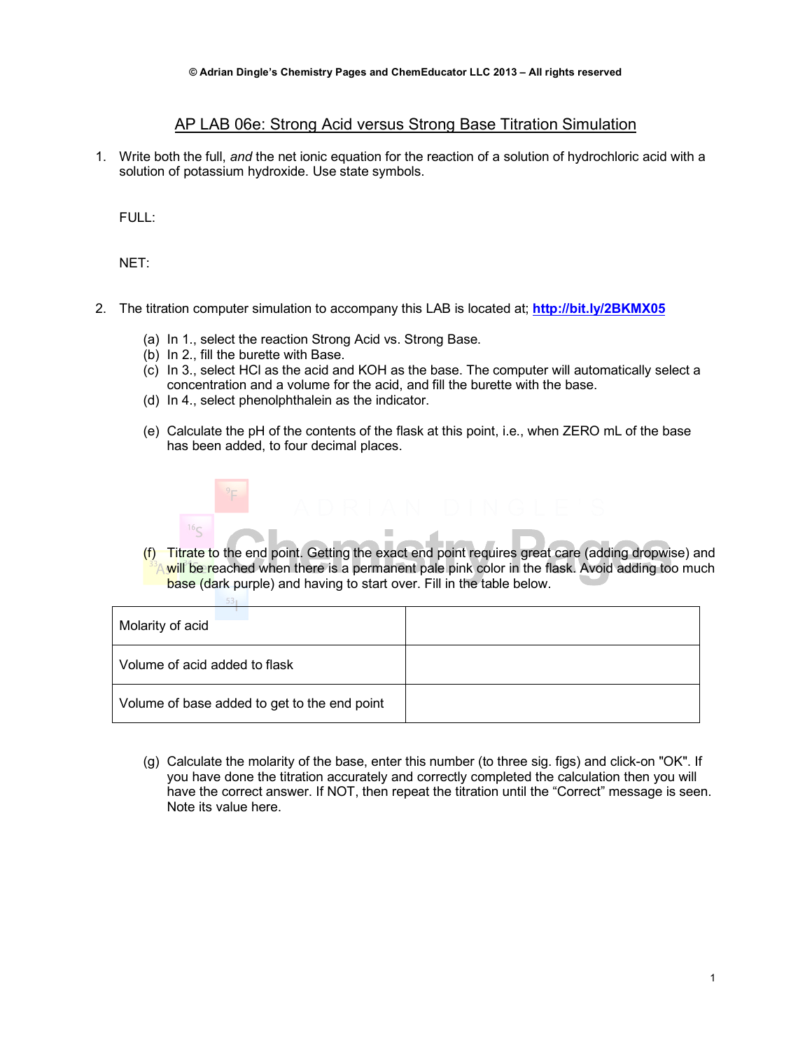© Adrian Dingle's Chemistry Pages and ChemEducator LLC 2013 – All rights reserved

# AP LAB 06e: Strong Acid versus Strong Base Titration Simulation

1. Write both the full, *and* the net ionic equation for the reaction of a solution of hydrochloric acid with a solution of potassium hydroxide. Use state symbols.

   FULL:

   NET:

2. The titration computer simulation to accompany this LAB is located at; **http://bit.ly/2BKMX05**

   (a) In 1., select the reaction Strong Acid vs. Strong Base.
   (b) In 2., fill the burette with Base.
   (c) In 3., select HCl as the acid and KOH as the base. The computer will automatically select a concentration and a volume for the acid, and fill the burette with the base.
   (d) In 4., select phenolphthalein as the indicator.

   (e) Calculate the pH of the contents of the flask at this point, i.e., when ZERO mL of the base has been added, to four decimal places.

   (f) Titrate to the end point. Getting the exact end point requires great care (adding dropwise) and will be reached when there is a permanent pale pink color in the flask. Avoid adding too much base (dark purple) and having to start over. Fill in the table below.

| Molarity of acid | |
|---|---|
| Volume of acid added to flask | |
| Volume of base added to get to the end point | |

   (g) Calculate the molarity of the base, enter this number (to three sig. figs) and click-on "OK". If you have done the titration accurately and correctly completed the calculation then you will have the correct answer. If NOT, then repeat the titration until the "Correct" message is seen. Note its value here.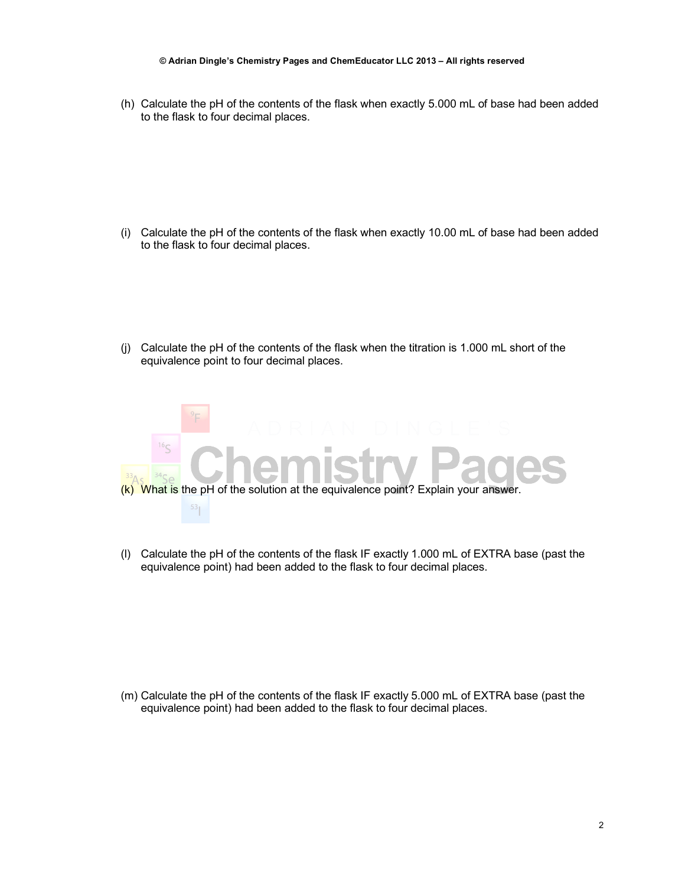(h) Calculate the pH of the contents of the flask when exactly 5.000 mL of base had been added to the flask to four decimal places.

(i) Calculate the pH of the contents of the flask when exactly 10.00 mL of base had been added to the flask to four decimal places.

(j) Calculate the pH of the contents of the flask when the titration is 1.000 mL short of the equivalence point to four decimal places.

(k) What is the pH of the solution at the equivalence point? Explain your answer.

(l) Calculate the pH of the contents of the flask IF exactly 1.000 mL of EXTRA base (past the equivalence point) had been added to the flask to four decimal places.

(m) Calculate the pH of the contents of the flask IF exactly 5.000 mL of EXTRA base (past the equivalence point) had been added to the flask to four decimal places.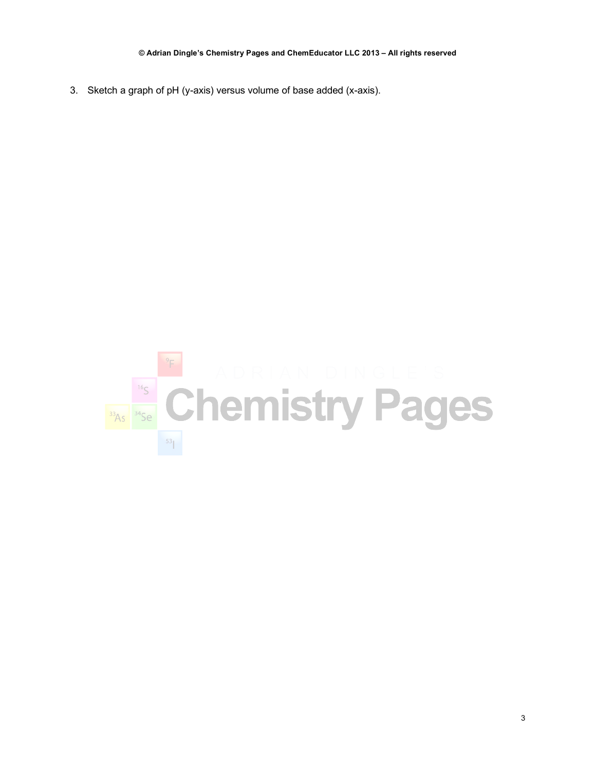3. Sketch a graph of pH (y-axis) versus volume of base added (x-axis).